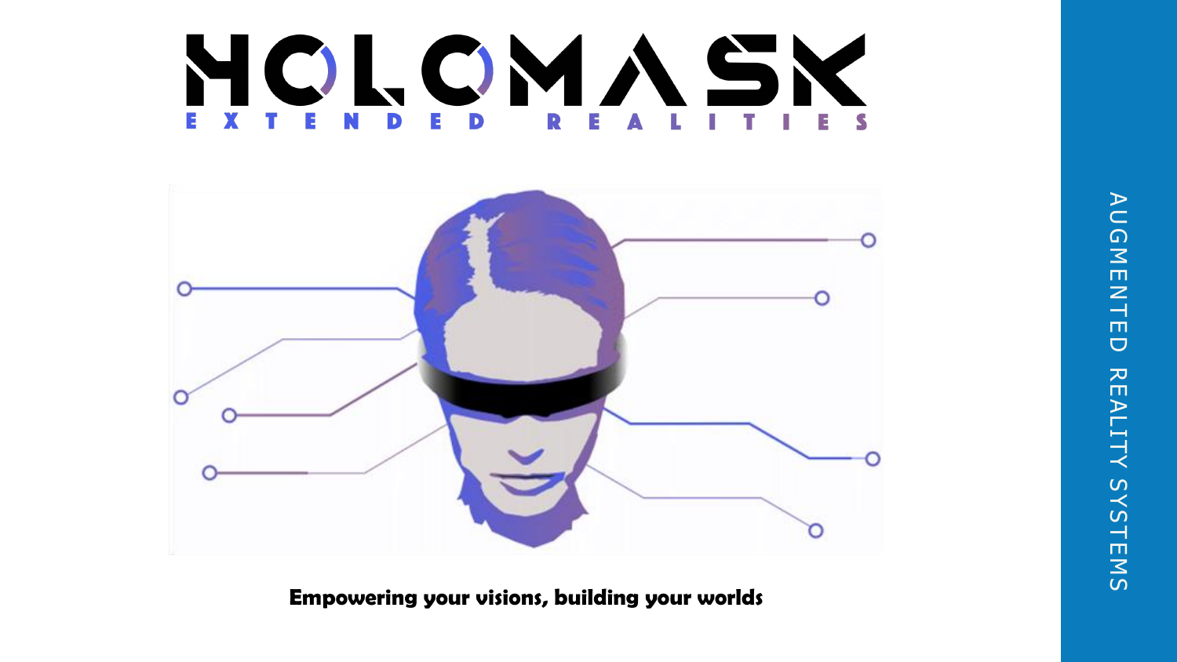# HOLOMASK

EXTENDED REALITIES

**Empowering your visions, building your worlds**

AUGMENTED REALITY SYSTEMS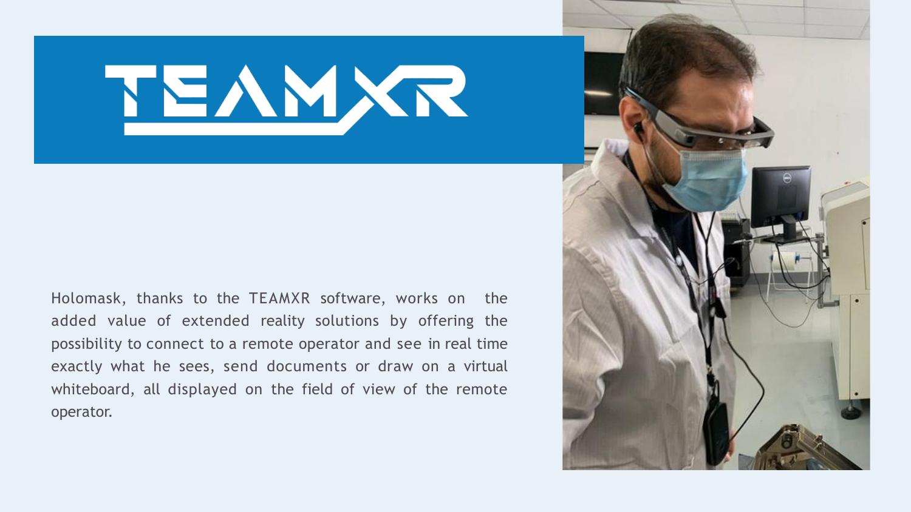# TEAMXR

Holomask, thanks to the TEAMXR software, works on the added value of extended reality solutions by offering the possibility to connect to a remote operator and see in real time exactly what he sees, send documents or draw on a virtual whiteboard, all displayed on the field of view of the remote operator.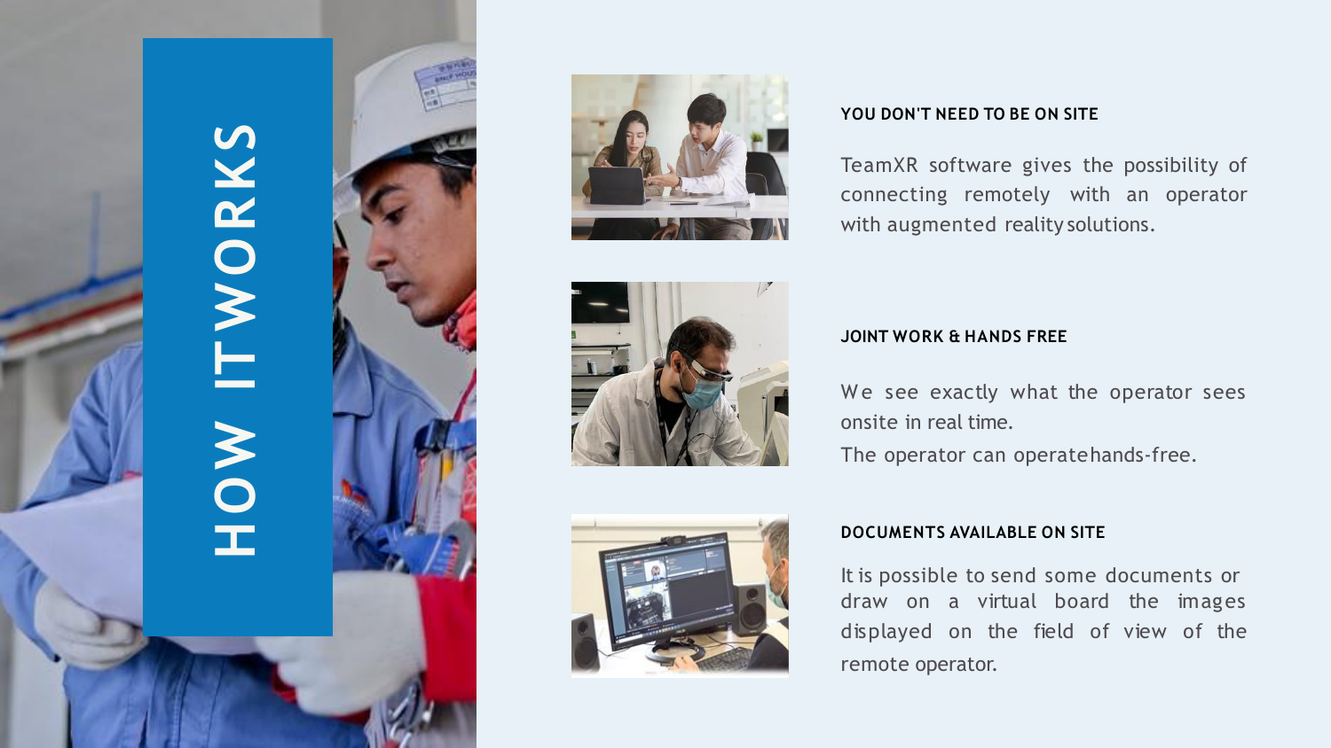# HOW IT WORKS

### YOU DON'T NEED TO BE ON SITE

TeamXR software gives the possibility of connecting remotely with an operator with augmented reality solutions.

### JOINT WORK & HANDS FREE

We see exactly what the operator sees onsite in real time.

The operator can operate hands-free.

### DOCUMENTS AVAILABLE ON SITE

It is possible to send some documents or draw on a virtual board the images displayed on the field of view of the remote operator.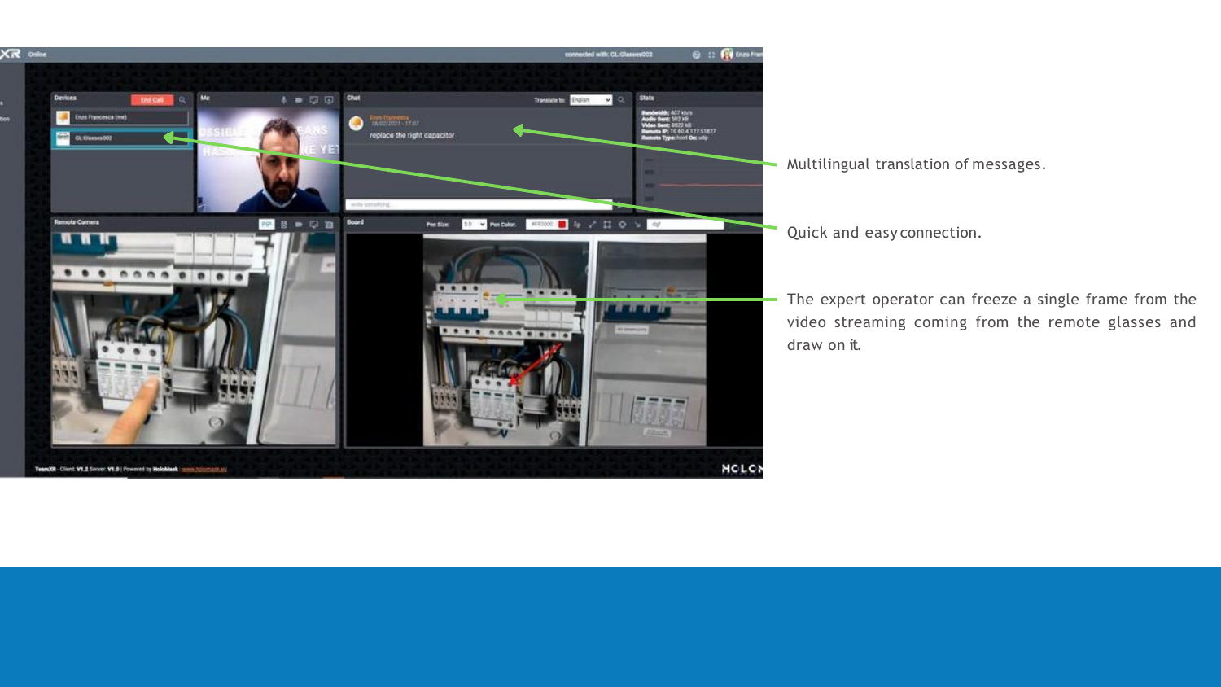Multilingual translation of messages.

Quick and easy connection.

The expert operator can freeze a single frame from the video streaming coming from the remote glasses and draw on it.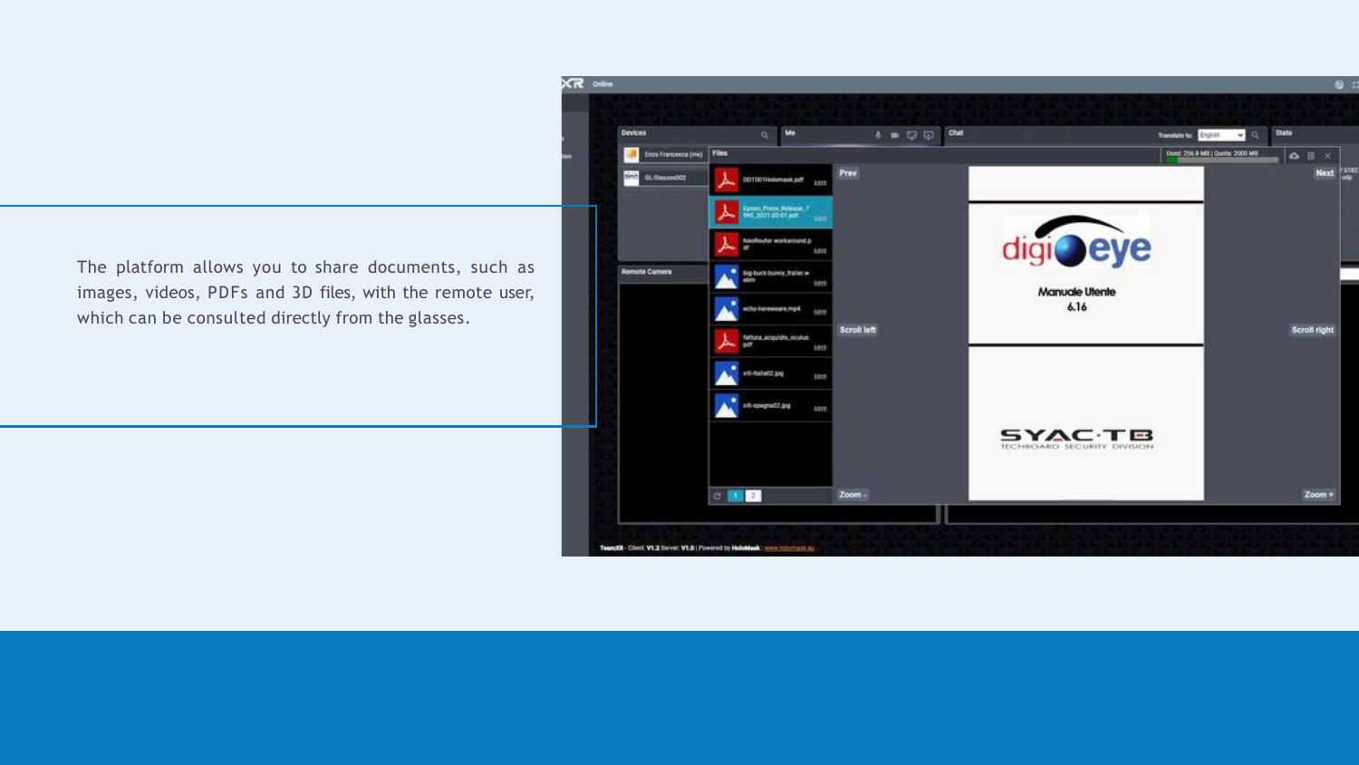The platform allows you to share documents, such as images, videos, PDFs and 3D files, with the remote user, which can be consulted directly from the glasses.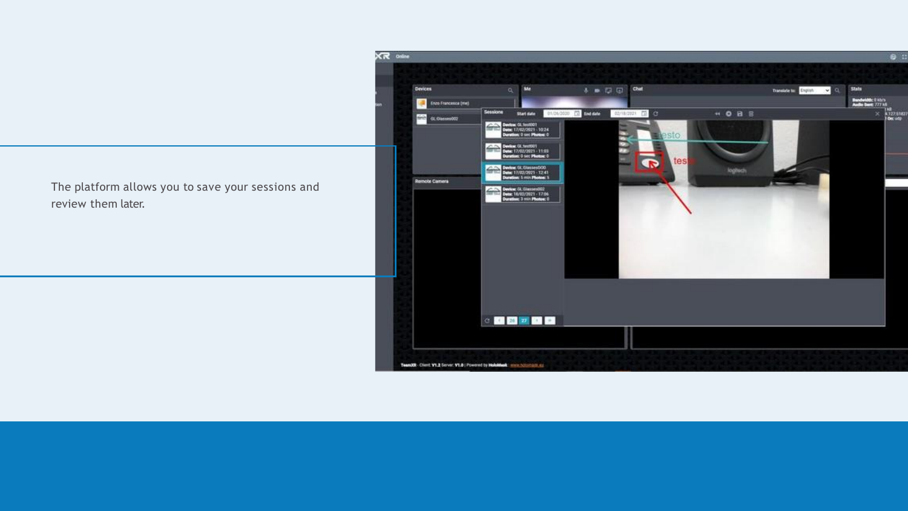The platform allows you to save your sessions and review them later.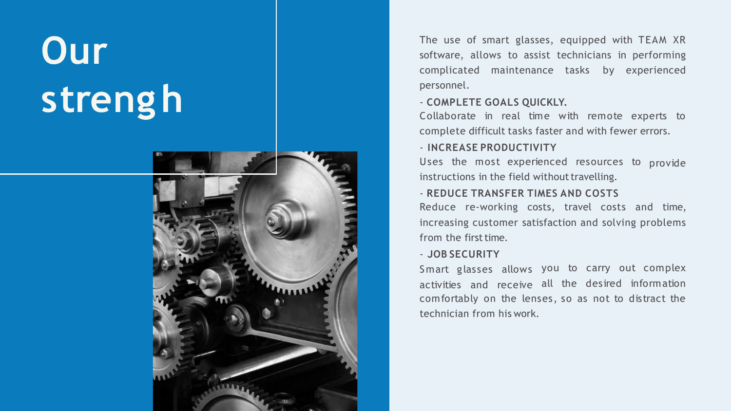# Our strengh

The use of smart glasses, equipped with TEAM XR software, allows to assist technicians in performing complicated maintenance tasks by experienced personnel.

- **COMPLETE GOALS QUICKLY.**

Collaborate in real time with remote experts to complete difficult tasks faster and with fewer errors.

- **INCREASE PRODUCTIVITY**

Uses the most experienced resources to provide instructions in the field without travelling.

- **REDUCE TRANSFER TIMES AND COSTS**

Reduce re-working costs, travel costs and time, increasing customer satisfaction and solving problems from the first time.

- **JOB SECURITY**

Smart glasses allows you to carry out complex activities and receive all the desired information comfortably on the lenses, so as not to distract the technician from his work.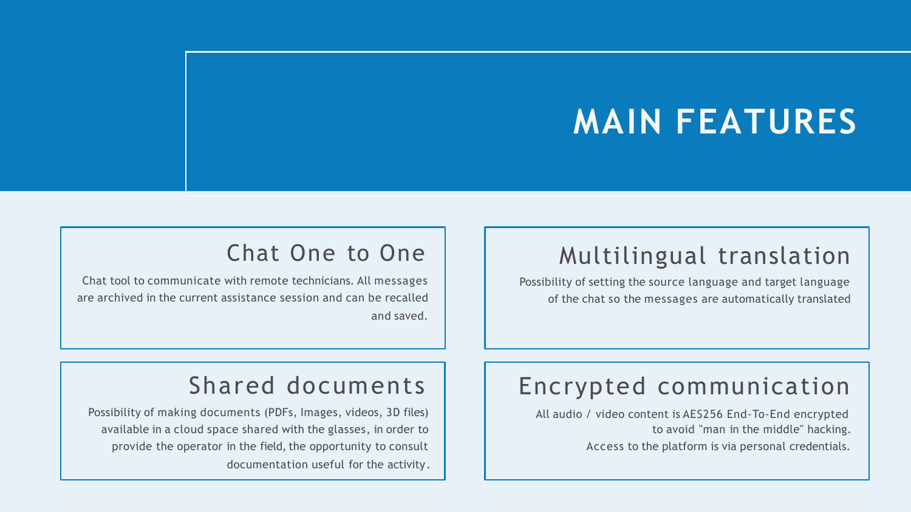# MAIN FEATURES

## Chat One to One

Chat tool to communicate with remote technicians. All messages are archived in the current assistance session and can be recalled and saved.

## Multilingual translation

Possibility of setting the source language and target language of the chat so the messages are automatically translated

## Shared documents

Possibility of making documents (PDFs, Images, videos, 3D files) available in a cloud space shared with the glasses, in order to provide the operator in the field, the opportunity to consult documentation useful for the activity.

## Encrypted communication

All audio / video content is AES256 End-To-End encrypted to avoid "man in the middle" hacking.
Access to the platform is via personal credentials.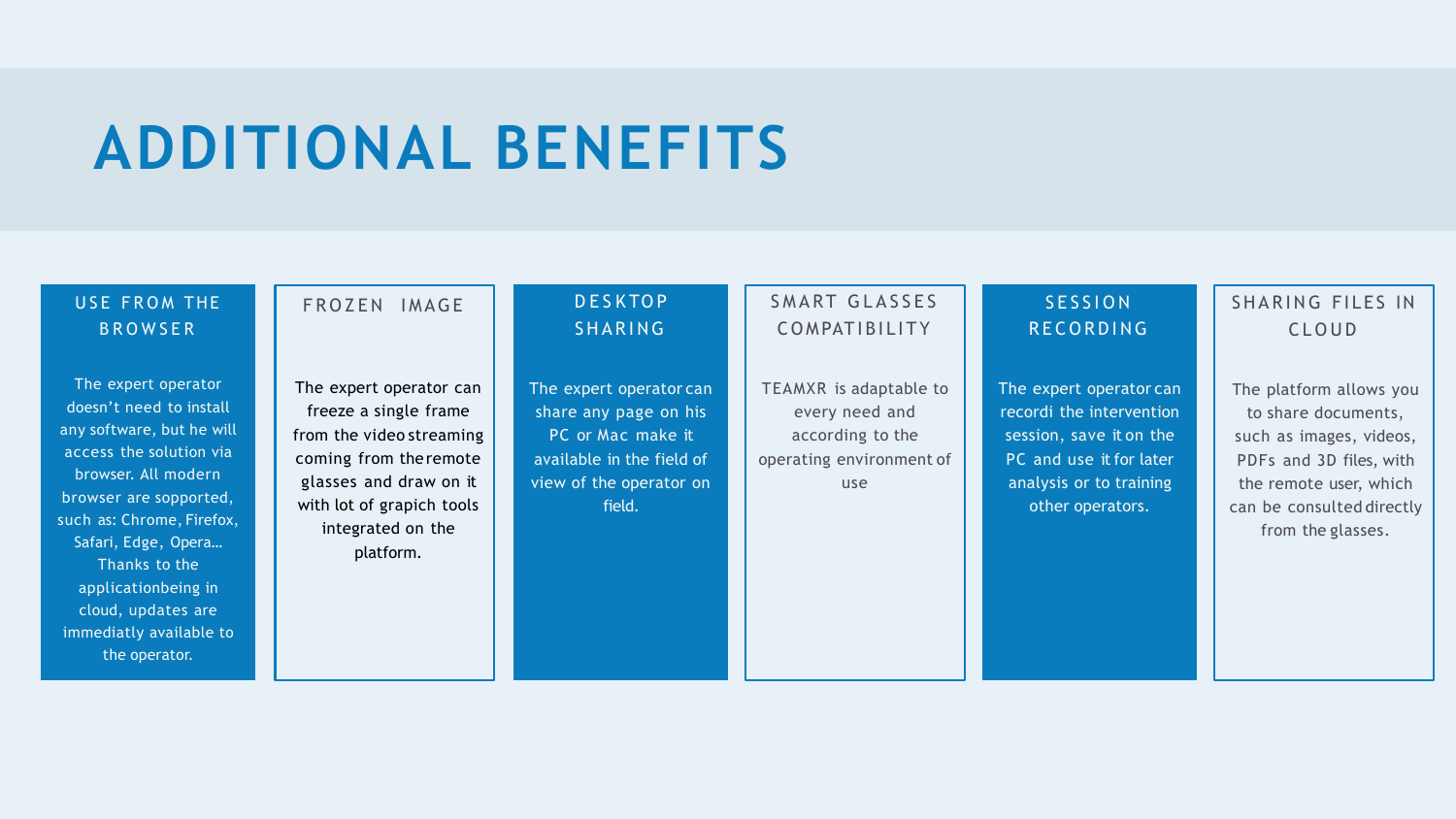# ADDITIONAL BENEFITS

## USE FROM THE BROWSER

The expert operator doesn't need to install any software, but he will access the solution via browser. All modern browser are sopported, such as: Chrome, Firefox, Safari, Edge, Opera... Thanks to the applicationbeing in cloud, updates are immediatly available to the operator.

## FROZEN IMAGE

The expert operator can freeze a single frame from the video streaming coming from the remote glasses and draw on it with lot of grapich tools integrated on the platform.

## DESKTOP SHARING

The expert operator can share any page on his PC or Mac make it available in the field of view of the operator on field.

## SMART GLASSES COMPATIBILITY

TEAMXR is adaptable to every need and according to the operating environment of use

## SESSION RECORDING

The expert operator can recordi the intervention session, save it on the PC and use it for later analysis or to training other operators.

## SHARING FILES IN CLOUD

The platform allows you to share documents, such as images, videos, PDFs and 3D files, with the remote user, which can be consulted directly from the glasses.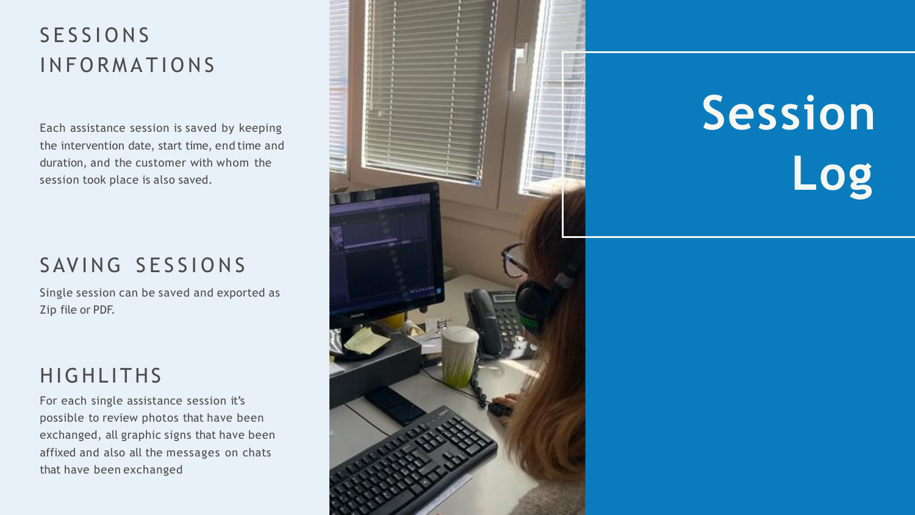# Session Log

## SESSIONS INFORMATIONS

Each assistance session is saved by keeping the intervention date, start time, end time and duration, and the customer with whom the session took place is also saved.

## SAVING SESSIONS

Single session can be saved and exported as Zip file or PDF.

## HIGHLITHS

For each single assistance session it's possible to review photos that have been exchanged, all graphic signs that have been affixed and also all the messages on chats that have been exchanged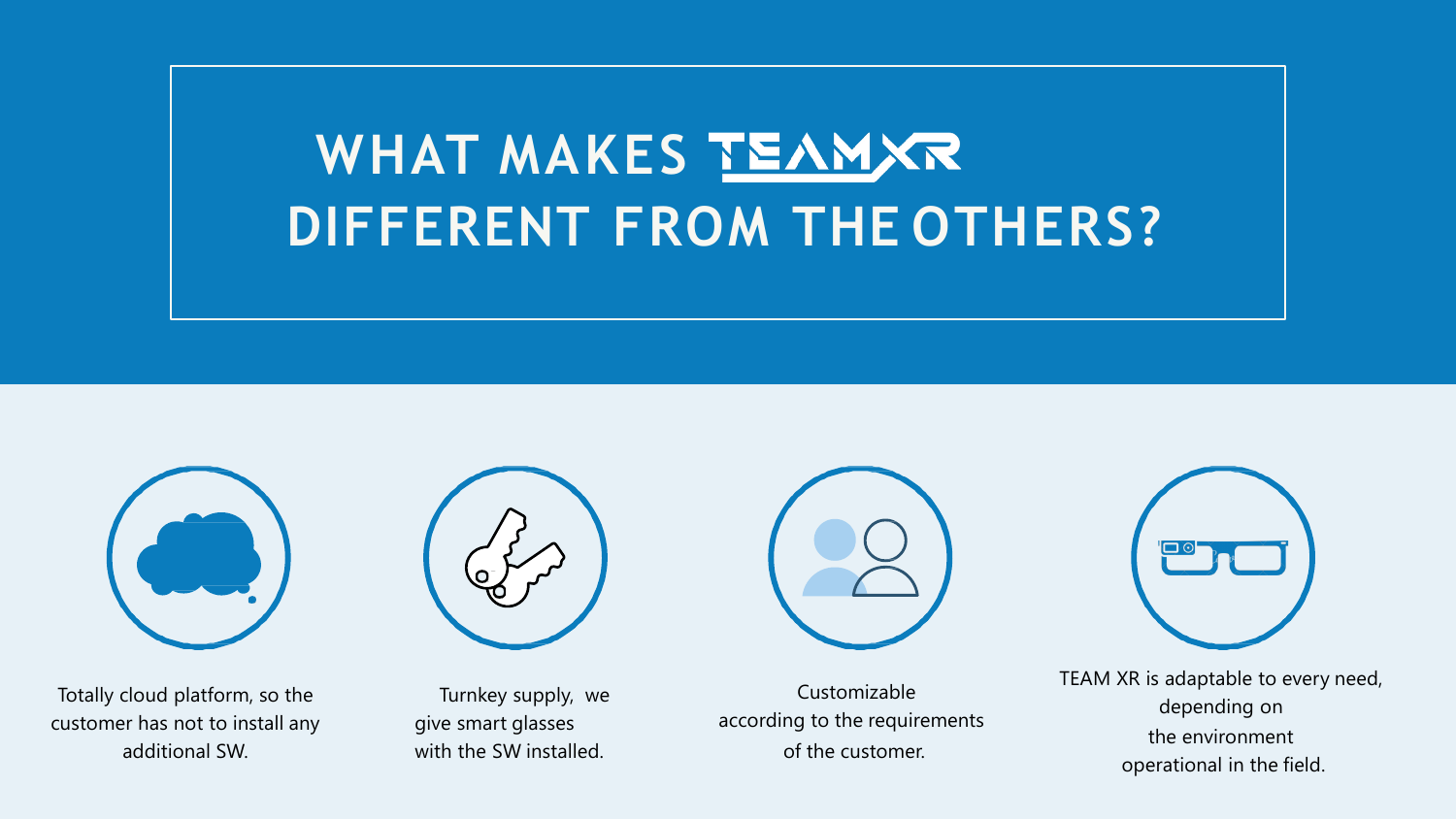# WHAT MAKES TEAMXR DIFFERENT FROM THE OTHERS?

Totally cloud platform, so the customer has not to install any additional SW.

Turnkey supply, we give smart glasses with the SW installed.

Customizable according to the requirements of the customer.

TEAM XR is adaptable to every need, depending on the environment operational in the field.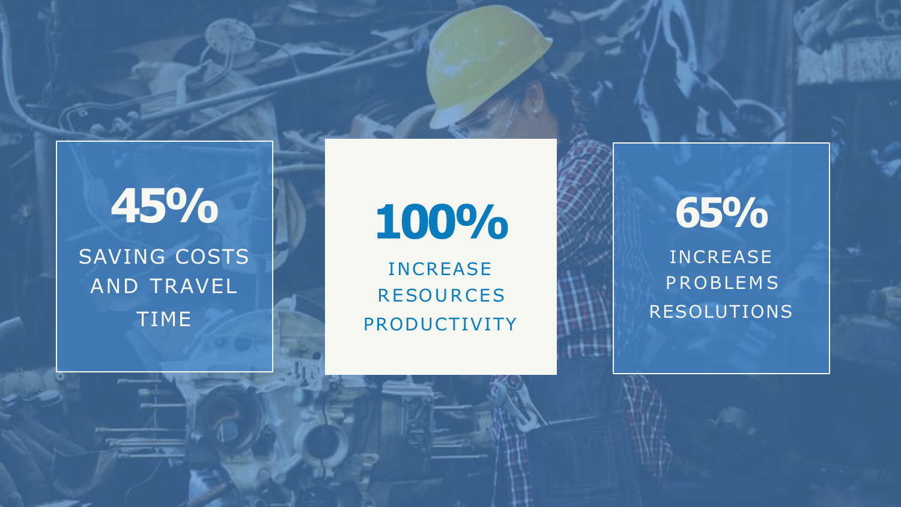**45%**

SAVING COSTS AND TRAVEL TIME

**100%**

INCREASE RESOURCES PRODUCTIVITY

**65%**

INCREASE PROBLEMS RESOLUTIONS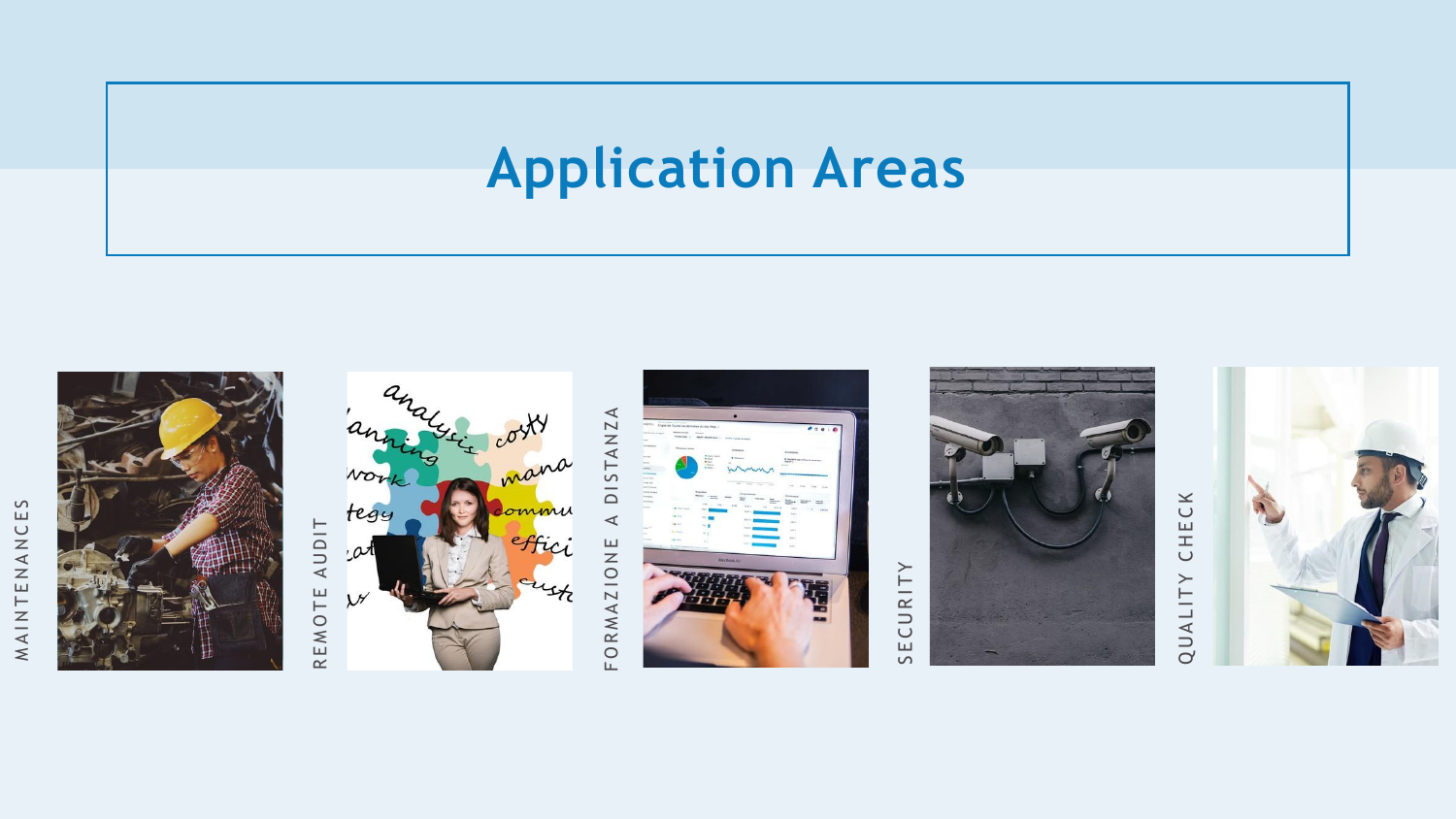# Application Areas

- MAINTENANCES
- REMOTE AUDIT
- FORMAZIONE A DISTANZA
- SECURITY
- QUALITY CHECK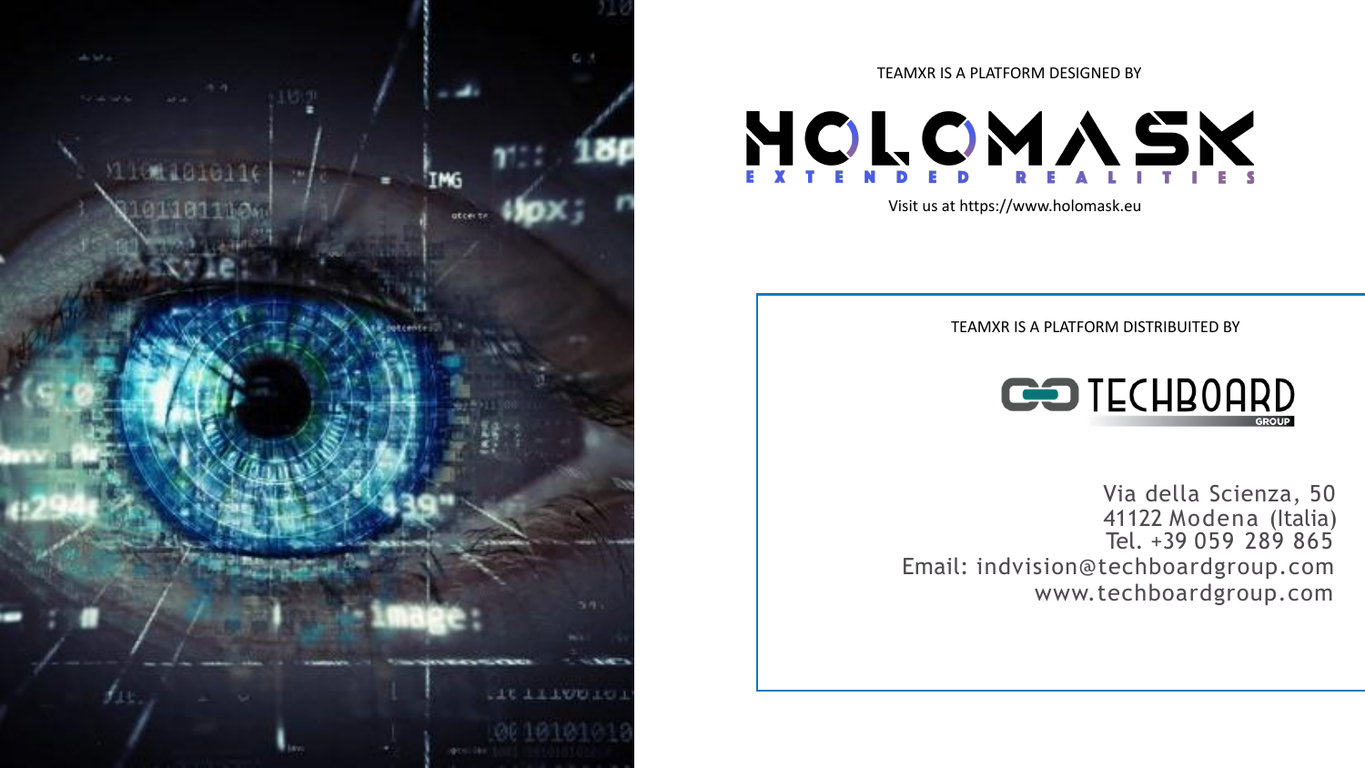TEAMXR IS A PLATFORM DESIGNED BY

HOLOMASK
EXTENDED REALITIES

Visit us at https://www.holomask.eu

TEAMXR IS A PLATFORM DISTRIBUITED BY

TECHBOARD GROUP

Via della Scienza, 50
41122 Modena (Italia)
Tel. +39 059 289 865
Email: indvision@techboardgroup.com
www.techboardgroup.com